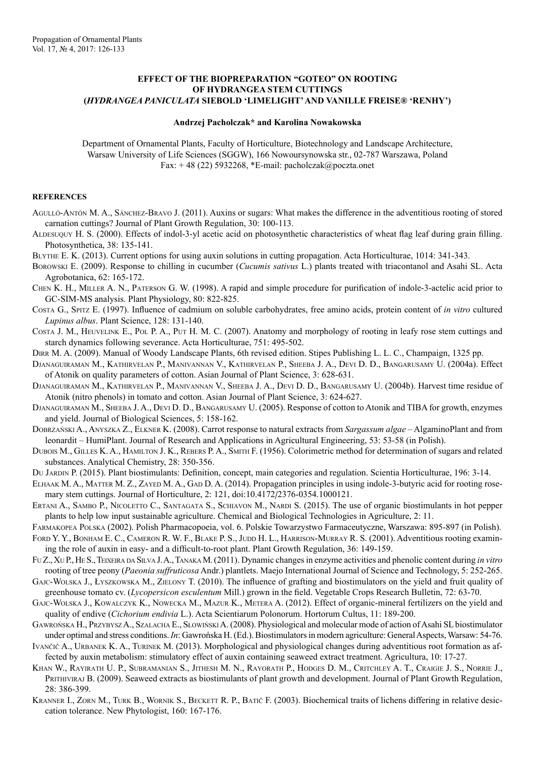# EFFECT OF THE BIOPREPARATION "GOTEO" ON ROOTING OF HYDRANGEA STEM CUTTINGS (*HYDRANGEA PANICULATA* SIEBOLD 'LIMELIGHT' AND VANILLE FREISE® 'RENHY')

**Andrzej Pacholczak\* and Karolina Nowakowska**

Department of Ornamental Plants, Faculty of Horticulture, Biotechnology and Landscape Architecture, Warsaw University of Life Sciences (SGGW), 166 Nowoursynowska str., 02-787 Warszawa, Poland
Fax: + 48 (22) 5932268, \*E-mail: pacholczak@poczta.onet

## REFERENCES

Agulló-Antón M. A., Sánchez-Bravo J. (2011). Auxins or sugars: What makes the difference in the adventitious rooting of stored carnation cuttings? Journal of Plant Growth Regulation, 30: 100-113.

Aldesuquy H. S. (2000). Effects of indol-3-yl acetic acid on photosynthetic characteristics of wheat flag leaf during grain filling. Photosynthetica, 38: 135-141.

Blythe E. K. (2013). Current options for using auxin solutions in cutting propagation. Acta Horticulturae, 1014: 341-343.

Borowski E. (2009). Response to chilling in cucumber (*Cucumis sativus* L.) plants treated with triacontanol and Asahi SL. Acta Agrobotanica, 62: 165-172.

Chen K. H., Miller A. N., Paterson G. W. (1998). A rapid and simple procedure for purification of indole-3-actelic acid prior to GC-SIM-MS analysis. Plant Physiology, 80: 822-825.

Costa G., Spitz E. (1997). Influence of cadmium on soluble carbohydrates, free amino acids, protein content of *in vitro* cultured *Lupinus albus*. Plant Science, 128: 131-140.

Costa J. M., Heuvelink E., Pol P. A., Put H. M. C. (2007). Anatomy and morphology of rooting in leafy rose stem cuttings and starch dynamics following severance. Acta Horticulturae, 751: 495-502.

Dirr M. A. (2009). Manual of Woody Landscape Plants, 6th revised edition. Stipes Publishing L. L. C., Champaign, 1325 pp.

Djanaguiraman M., Kathirvelan P., Manivannan V., Kathirvelan P., Sheeba J. A., Devi D. D., Bangarusamy U. (2004a). Effect of Atonik on quality parameters of cotton. Asian Journal of Plant Science, 3: 628-631.

Djanaguiraman M., Kathirvelan P., Manivannan V., Sheeba J. A., Devi D. D., Bangarusamy U. (2004b). Harvest time residue of Atonik (nitro phenols) in tomato and cotton. Asian Journal of Plant Science, 3: 624-627.

Djanaguiraman M., Sheeba J. A., Devi D. D., Bangarusamy U. (2005). Response of cotton to Atonik and TIBA for growth, enzymes and yield. Journal of Biological Sciences, 5: 158-162.

Dobrzański A., Anyszka Z., Elkner K. (2008). Carrot response to natural extracts from *Sargassum algae* – AlgaminoPlant and from leonardit – HumiPlant. Journal of Research and Applications in Agricultural Engineering, 53: 53-58 (in Polish).

Dubois M., Gilles K. A., Hamilton J. K., Rebers P. A., Smith F. (1956). Colorimetric method for determination of sugars and related substances. Analytical Chemistry, 28: 350-356.

Du Jardin P. (2015). Plant biostimulants: Definition, concept, main categories and regulation. Scientia Horticulturae, 196: 3-14.

Elhaak M. A., Matter M. Z., Zayed M. A., Gad D. A. (2014). Propagation principles in using indole-3-butyric acid for rooting rosemary stem cuttings. Journal of Horticulture, 2: 121, doi:10.4172/2376-0354.1000121.

Ertani A., Sambo P., Nicoletto C., Santagata S., Schiavon M., Nardi S. (2015). The use of organic biostimulants in hot pepper plants to help low input sustainable agriculture. Chemical and Biological Technologies in Agriculture, 2: 11.

Farmakopea Polska (2002). Polish Pharmacopoeia, vol. 6. Polskie Towarzystwo Farmaceutyczne, Warszawa: 895-897 (in Polish).

Ford Y. Y., Bonham E. C., Cameron R. W. F., Blake P. S., Judd H. L., Harrison-Murray R. S. (2001). Adventitious rooting examining the role of auxin in easy- and a difficult-to-root plant. Plant Growth Regulation, 36: 149-159.

Fu Z., Xu P., He S., Teixeira da Silva J. A., Tanaka M. (2011). Dynamic changes in enzyme activities and phenolic content during *in vitro* rooting of tree peony (*Paeonia suffruticosa* Andr.) plantlets. Maejo International Journal of Science and Technology, 5: 252-265.

Gajc-Wolska J., Łyszkowska M., Zielony T. (2010). The influence of grafting and biostimulators on the yield and fruit quality of greenhouse tomato cv. (*Lycopersicon esculentum* Mill.) grown in the field. Vegetable Crops Research Bulletin, 72: 63-70.

Gajc-Wolska J., Kowalczyk K., Nowecka M., Mazur K., Metera A. (2012). Effect of organic-mineral fertilizers on the yield and quality of endive (*Cichorium endivia* L.). Acta Scientiarum Polonorum. Hortorum Cultus, 11: 189-200.

Gawrońska H., Przybysz A., Szalacha E., Słowiński A. (2008). Physiological and molecular mode of action of Asahi SL biostimulator under optimal and stress conditions. *In*: Gawrońska H. (Ed.). Biostimulators in modern agriculture: General Aspects, Warsaw: 54-76.

Ivančič A., Urbanek K. A., Turinek M. (2013). Morphological and physiological changes during adventitious root formation as affected by auxin metabolism: stimulatory effect of auxin containing seaweed extract treatment. Agricultura, 10: 17-27.

Khan W., Rayirath U. P., Subramanian S., Jithesh M. N., Rayorath P., Hodges D. M., Critchley A. T., Craigie J. S., Norrie J., Prithiviraj B. (2009). Seaweed extracts as biostimulants of plant growth and development. Journal of Plant Growth Regulation, 28: 386-399.

Kranner I., Zorn M., Turk B., Wornik S., Beckett R. P., Batič F. (2003). Biochemical traits of lichens differing in relative desiccation tolerance. New Phytologist, 160: 167-176.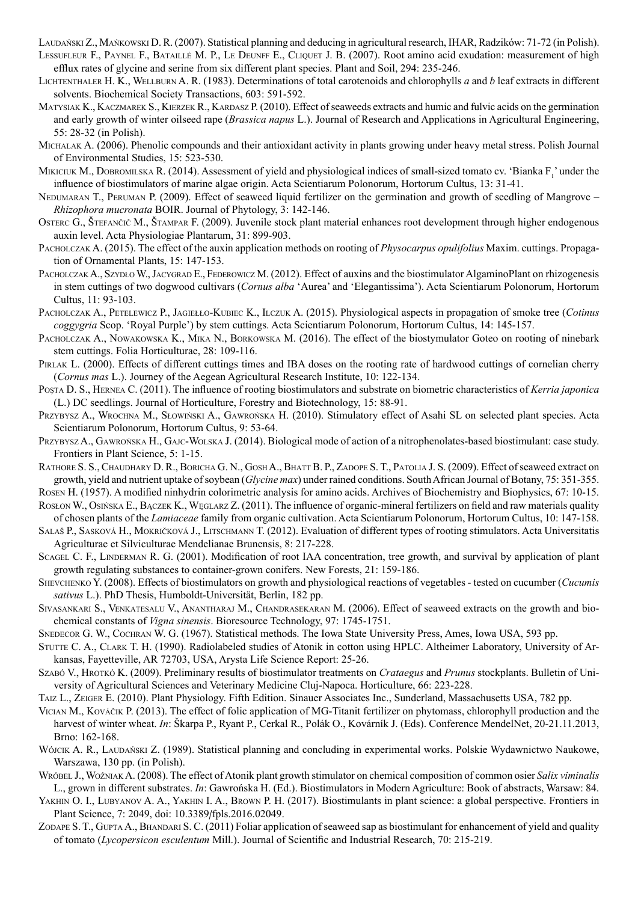Laudański Z., Mańkowski D. R. (2007). Statistical planning and deducing in agricultural research, IHAR, Radzików: 71-72 (in Polish).

Lessufleur F., Paynel F., Bataillé M. P., Le Deunff E., Cliquet J. B. (2007). Root amino acid exudation: measurement of high efflux rates of glycine and serine from six different plant species. Plant and Soil, 294: 235-246.

Lichtenthaler H. K., Wellburn A. R. (1983). Determinations of total carotenoids and chlorophylls *a* and *b* leaf extracts in different solvents. Biochemical Society Transactions, 603: 591-592.

Matysiak K., Kaczmarek S., Kierzek R., Kardasz P. (2010). Effect of seaweeds extracts and humic and fulvic acids on the germination and early growth of winter oilseed rape (*Brassica napus* L.). Journal of Research and Applications in Agricultural Engineering, 55: 28-32 (in Polish).

Michalak A. (2006). Phenolic compounds and their antioxidant activity in plants growing under heavy metal stress. Polish Journal of Environmental Studies, 15: 523-530.

Mikiciuk M., Dobromilska R. (2014). Assessment of yield and physiological indices of small-sized tomato cv. 'Bianka $F_1$' under the influence of biostimulators of marine algae origin. Acta Scientiarum Polonorum, Hortorum Cultus, 13: 31-41.

Nedumaran T., Peruman P. (2009). Effect of seaweed liquid fertilizer on the germination and growth of seedling of Mangrove – *Rhizophora mucronata* BOIR. Journal of Phytology, 3: 142-146.

Osterc G., Štefančič M., Štampar F. (2009). Juvenile stock plant material enhances root development through higher endogenous auxin level. Acta Physiologiae Plantarum, 31: 899-903.

Pacholczak A. (2015). The effect of the auxin application methods on rooting of *Physocarpus opulifolius* Maxim. cuttings. Propagation of Ornamental Plants, 15: 147-153.

Pacholczak A., Szydło W., Jacygrad E., Federowicz M. (2012). Effect of auxins and the biostimulator AlgaminoPlant on rhizogenesis in stem cuttings of two dogwood cultivars (*Cornus alba* 'Aurea' and 'Elegantissima'). Acta Scientiarum Polonorum, Hortorum Cultus, 11: 93-103.

Pacholczak A., Petelewicz P., Jagiełło-Kubiec K., Ilczuk A. (2015). Physiological aspects in propagation of smoke tree (*Cotinus coggygria* Scop. 'Royal Purple') by stem cuttings. Acta Scientiarum Polonorum, Hortorum Cultus, 14: 145-157.

Pacholczak A., Nowakowska K., Mika N., Borkowska M. (2016). The effect of the biostymulator Goteo on rooting of ninebark stem cuttings. Folia Horticulturae, 28: 109-116.

Pirlak L. (2000). Effects of different cuttings times and IBA doses on the rooting rate of hardwood cuttings of cornelian cherry (*Cornus mas* L.). Journey of the Aegean Agricultural Research Institute, 10: 122-134.

Poşta D. S., Hernea C. (2011). The influence of rooting biostimulators and substrate on biometric characteristics of *Kerria japonica* (L.) DC seedlings. Journal of Horticulture, Forestry and Biotechnology, 15: 88-91.

Przybysz A., Wrochna M., Słowiński A., Gawrońska H. (2010). Stimulatory effect of Asahi SL on selected plant species. Acta Scientiarum Polonorum, Hortorum Cultus, 9: 53-64.

Przybysz A., Gawrońska H., Gajc-Wolska J. (2014). Biological mode of action of a nitrophenolates-based biostimulant: case study. Frontiers in Plant Science, 5: 1-15.

Rathore S. S., Chaudhary D. R., Boricha G. N., Gosh A., Bhatt B. P., Zadope S. T., Patolia J. S. (2009). Effect of seaweed extract on growth, yield and nutrient uptake of soybean (*Glycine max*) under rained conditions. South African Journal of Botany, 75: 351-355.

Rosen H. (1957). A modified ninhydrin colorimetric analysis for amino acids. Archives of Biochemistry and Biophysics, 67: 10-15.

Rosłon W., Osińska E., Bączek K., Węglarz Z. (2011). The influence of organic-mineral fertilizers on field and raw materials quality of chosen plants of the *Lamiaceae* family from organic cultivation. Acta Scientiarum Polonorum, Hortorum Cultus, 10: 147-158.

Salaš P., Sasková H., Mokričková J., Litschmann T. (2012). Evaluation of different types of rooting stimulators. Acta Universitatis Agriculturae et Silviculturae Mendelianae Brunensis, 8: 217-228.

Scagel C. F., Linderman R. G. (2001). Modification of root IAA concentration, tree growth, and survival by application of plant growth regulating substances to container-grown conifers. New Forests, 21: 159-186.

Shevchenko Y. (2008). Effects of biostimulators on growth and physiological reactions of vegetables - tested on cucumber (*Cucumis sativus* L.). PhD Thesis, Humboldt-Universität, Berlin, 182 pp.

Sivasankari S., Venkatesalu V., Anantharaj M., Chandrasekaran M. (2006). Effect of seaweed extracts on the growth and biochemical constants of *Vigna sinensis*. Bioresource Technology, 97: 1745-1751.

Snedecor G. W., Cochran W. G. (1967). Statistical methods. The Iowa State University Press, Ames, Iowa USA, 593 pp.

Stutte C. A., Clark T. H. (1990). Radiolabeled studies of Atonik in cotton using HPLC. Altheimer Laboratory, University of Arkansas, Fayetteville, AR 72703, USA, Arysta Life Science Report: 25-26.

Szabó V., Hrotkó K. (2009). Preliminary results of biostimulator treatments on *Crataegus* and *Prunus* stockplants. Bulletin of University of Agricultural Sciences and Veterinary Medicine Cluj-Napoca. Horticulture, 66: 223-228.

Taiz L., Zeiger E. (2010). Plant Physiology. Fifth Edition. Sinauer Associates Inc., Sunderland, Massachusetts USA, 782 pp.

Vician M., Kováčik P. (2013). The effect of folic application of MG-Titanit fertilizer on phytomass, chlorophyll production and the harvest of winter wheat. *In*: Škarpa P., Ryant P., Cerkal R., Polák O., Kovárník J. (Eds). Conference MendelNet, 20-21.11.2013, Brno: 162-168.

Wójcik A. R., Laudański Z. (1989). Statistical planning and concluding in experimental works. Polskie Wydawnictwo Naukowe, Warszawa, 130 pp. (in Polish).

Wróbel J., Woźniak A. (2008). The effect of Atonik plant growth stimulator on chemical composition of common osier *Salix viminalis* L., grown in different substrates. *In*: Gawrońska H. (Ed.). Biostimulators in Modern Agriculture: Book of abstracts, Warsaw: 84.

Yakhin O. I., Lubyanov A. A., Yakhin I. A., Brown P. H. (2017). Biostimulants in plant science: a global perspective. Frontiers in Plant Science, 7: 2049, doi: 10.3389/fpls.2016.02049.

Zodape S. T., Gupta A., Bhandari S. C. (2011) Foliar application of seaweed sap as biostimulant for enhancement of yield and quality of tomato (*Lycopersicon esculentum* Mill.). Journal of Scientific and Industrial Research, 70: 215-219.